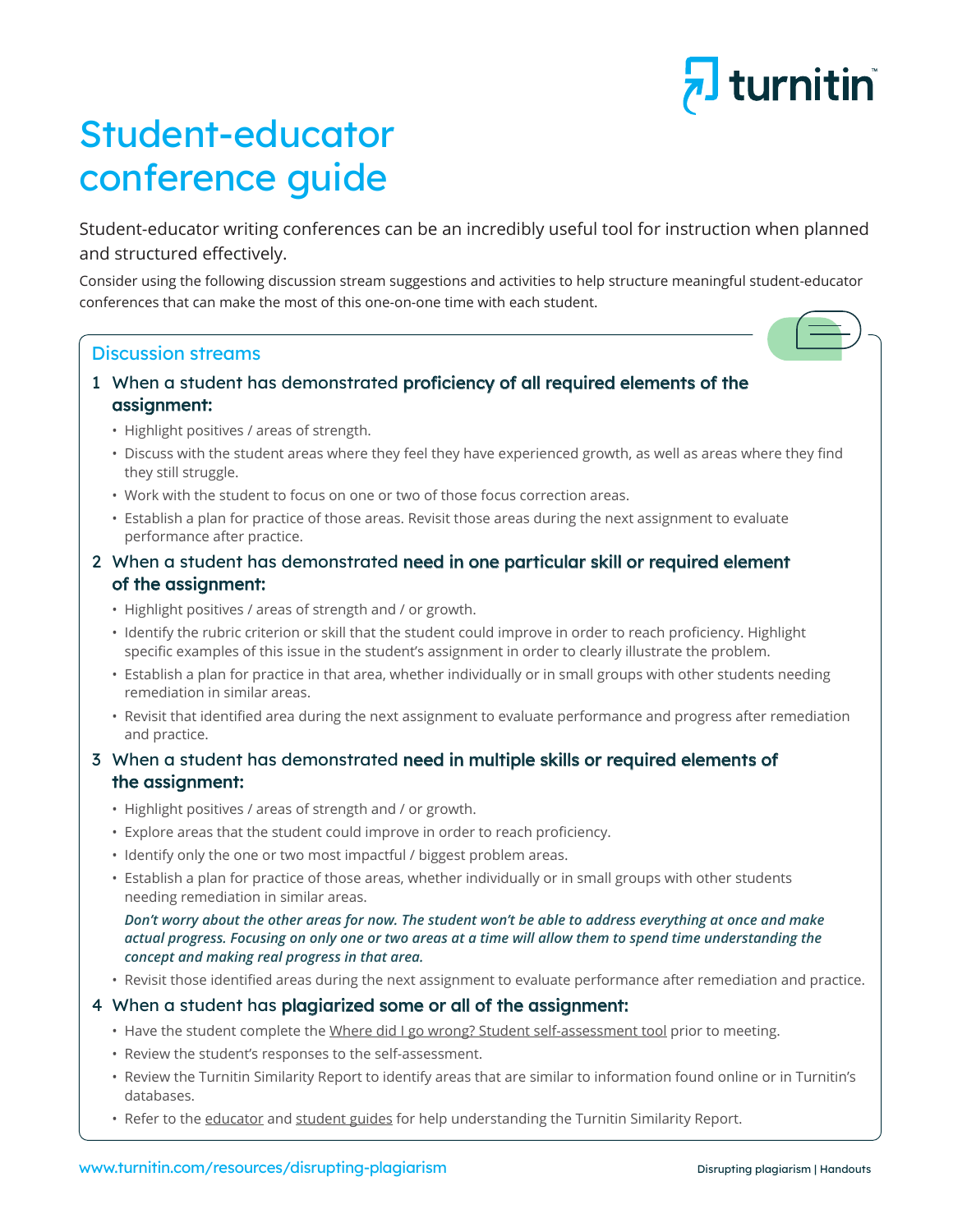# Student-educator conference guide

Student-educator writing conferences can be an incredibly useful tool for instruction when planned and structured effectively.

Consider using the following discussion stream suggestions and activities to help structure meaningful student-educator conferences that can make the most of this one-on-one time with each student.

## Discussion streams

1. When a student has demonstrated **proficiency of all required elements of the assignment:**
   - Highlight positives / areas of strength.
   - Discuss with the student areas where they feel they have experienced growth, as well as areas where they find they still struggle.
   - Work with the student to focus on one or two of those focus correction areas.
   - Establish a plan for practice of those areas. Revisit those areas during the next assignment to evaluate performance after practice.

2. When a student has demonstrated **need in one particular skill or required element of the assignment:**
   - Highlight positives / areas of strength and / or growth.
   - Identify the rubric criterion or skill that the student could improve in order to reach proficiency. Highlight specific examples of this issue in the student's assignment in order to clearly illustrate the problem.
   - Establish a plan for practice in that area, whether individually or in small groups with other students needing remediation in similar areas.
   - Revisit that identified area during the next assignment to evaluate performance and progress after remediation and practice.

3. When a student has demonstrated **need in multiple skills or required elements of the assignment:**
   - Highlight positives / areas of strength and / or growth.
   - Explore areas that the student could improve in order to reach proficiency.
   - Identify only the one or two most impactful / biggest problem areas.
   - Establish a plan for practice of those areas, whether individually or in small groups with other students needing remediation in similar areas.

     ***Don't worry about the other areas for now. The student won't be able to address everything at once and make actual progress. Focusing on only one or two areas at a time will allow them to spend time understanding the concept and making real progress in that area.***
   - Revisit those identified areas during the next assignment to evaluate performance after remediation and practice.

4. When a student has **plagiarized some or all of the assignment:**
   - Have the student complete the Where did I go wrong? Student self-assessment tool prior to meeting.
   - Review the student's responses to the self-assessment.
   - Review the Turnitin Similarity Report to identify areas that are similar to information found online or in Turnitin's databases.
   - Refer to the educator and student guides for help understanding the Turnitin Similarity Report.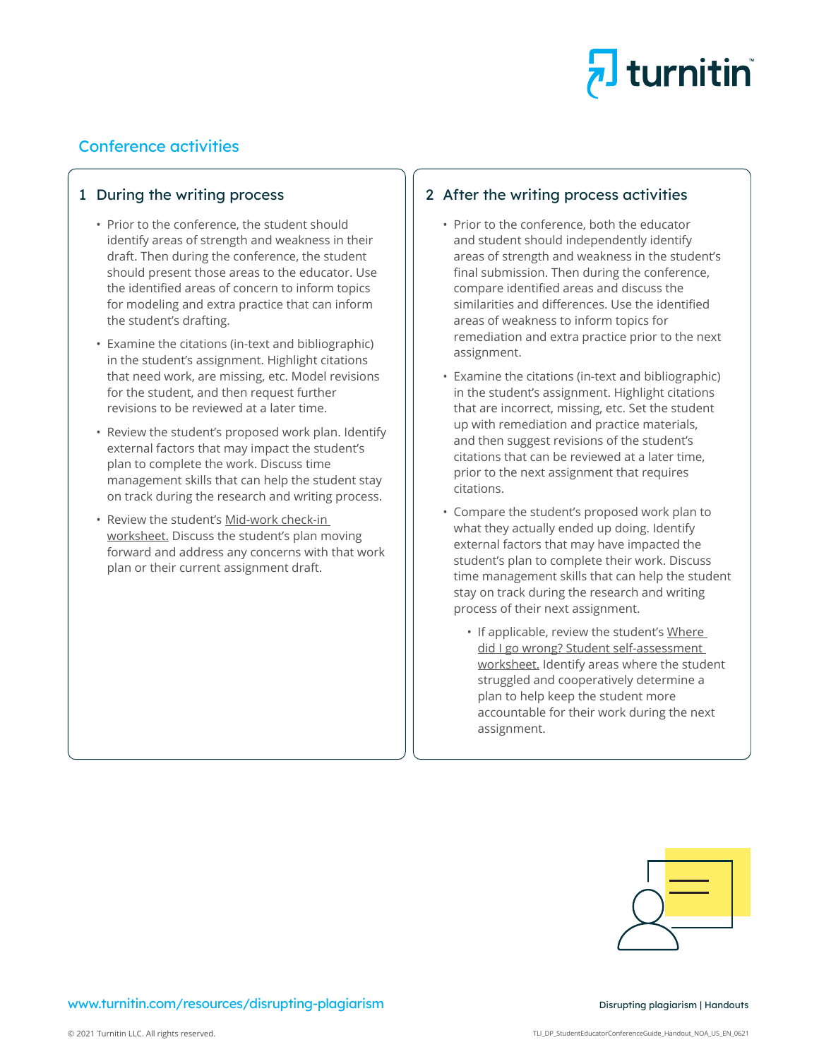## Conference activities

### 1 During the writing process

- Prior to the conference, the student should identify areas of strength and weakness in their draft. Then during the conference, the student should present those areas to the educator. Use the identified areas of concern to inform topics for modeling and extra practice that can inform the student's drafting.
- Examine the citations (in-text and bibliographic) in the student's assignment. Highlight citations that need work, are missing, etc. Model revisions for the student, and then request further revisions to be reviewed at a later time.
- Review the student's proposed work plan. Identify external factors that may impact the student's plan to complete the work. Discuss time management skills that can help the student stay on track during the research and writing process.
- Review the student's Mid-work check-in worksheet. Discuss the student's plan moving forward and address any concerns with that work plan or their current assignment draft.

### 2 After the writing process activities

- Prior to the conference, both the educator and student should independently identify areas of strength and weakness in the student's final submission. Then during the conference, compare identified areas and discuss the similarities and differences. Use the identified areas of weakness to inform topics for remediation and extra practice prior to the next assignment.
- Examine the citations (in-text and bibliographic) in the student's assignment. Highlight citations that are incorrect, missing, etc. Set the student up with remediation and practice materials, and then suggest revisions of the student's citations that can be reviewed at a later time, prior to the next assignment that requires citations.
- Compare the student's proposed work plan to what they actually ended up doing. Identify external factors that may have impacted the student's plan to complete their work. Discuss time management skills that can help the student stay on track during the research and writing process of their next assignment.
  - If applicable, review the student's Where did I go wrong? Student self-assessment worksheet. Identify areas where the student struggled and cooperatively determine a plan to help keep the student more accountable for their work during the next assignment.

www.turnitin.com/resources/disrupting-plagiarism

Disrupting plagiarism | Handouts

© 2021 Turnitin LLC. All rights reserved.